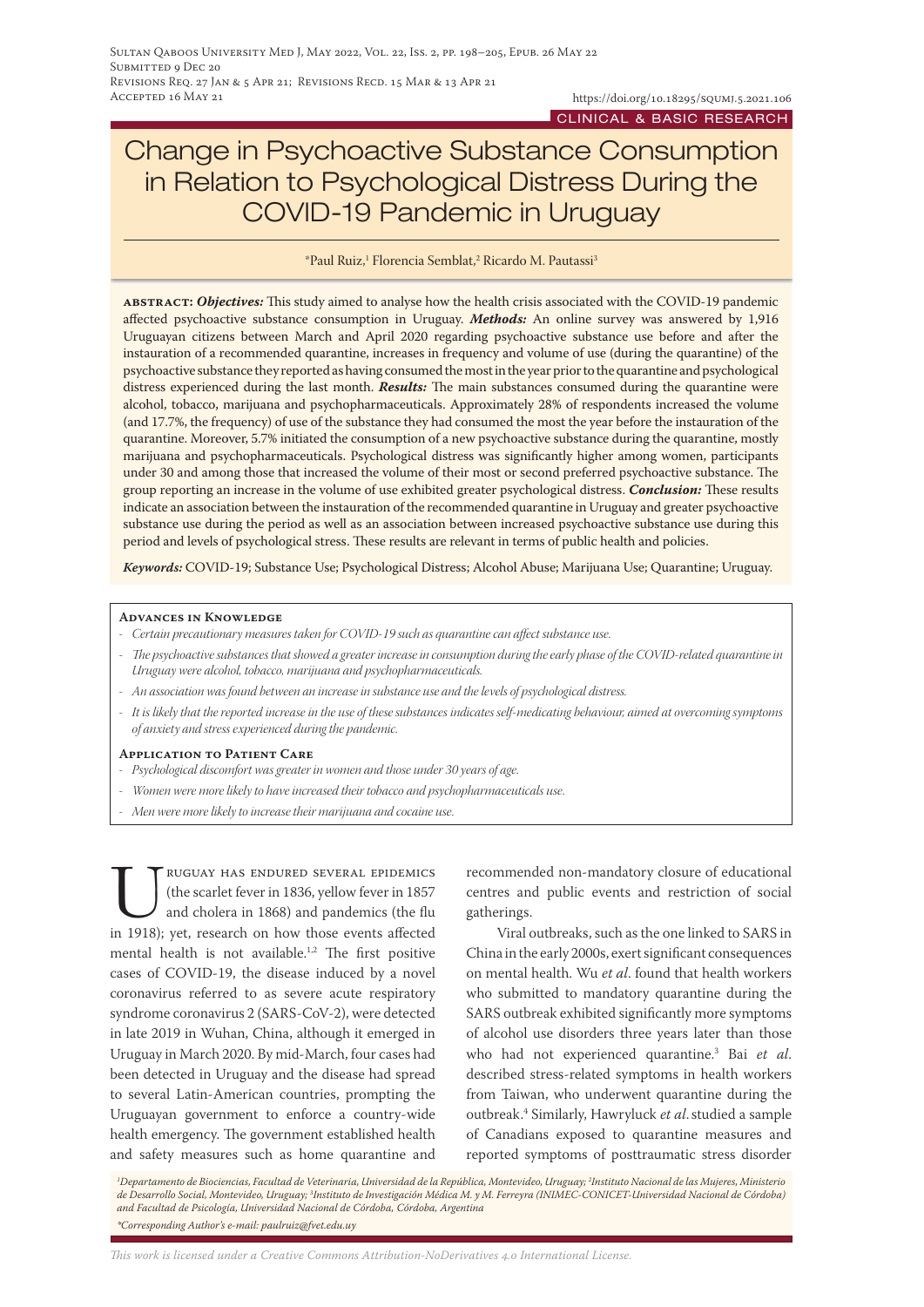Submitted 9 Dec 20
Revisions Req. 27 Jan & 5 Apr 21; Revisions Recd. 15 Mar & 13 Apr 21
Accepted 16 May 21

https://doi.org/10.18295/squmj.5.2021.106

CLINICAL & BASIC RESEARCH

# Change in Psychoactive Substance Consumption in Relation to Psychological Distress During the COVID-19 Pandemic in Uruguay

*Paul Ruiz,[1] Florencia Semblat,[2] Ricardo M. Pautassi[3]

**abstract:** ***Objectives:*** This study aimed to analyse how the health crisis associated with the COVID-19 pandemic affected psychoactive substance consumption in Uruguay. ***Methods:*** An online survey was answered by 1,916 Uruguayan citizens between March and April 2020 regarding psychoactive substance use before and after the instauration of a recommended quarantine, increases in frequency and volume of use (during the quarantine) of the psychoactive substance they reported as having consumed the most in the year prior to the quarantine and psychological distress experienced during the last month. ***Results:*** The main substances consumed during the quarantine were alcohol, tobacco, marijuana and psychopharmaceuticals. Approximately 28% of respondents increased the volume (and 17.7%, the frequency) of use of the substance they had consumed the most the year before the instauration of the quarantine. Moreover, 5.7% initiated the consumption of a new psychoactive substance during the quarantine, mostly marijuana and psychopharmaceuticals. Psychological distress was significantly higher among women, participants under 30 and among those that increased the volume of their most or second preferred psychoactive substance. The group reporting an increase in the volume of use exhibited greater psychological distress. ***Conclusion:*** These results indicate an association between the instauration of the recommended quarantine in Uruguay and greater psychoactive substance use during the period as well as an association between increased psychoactive substance use during this period and levels of psychological stress. These results are relevant in terms of public health and policies.

***Keywords:*** COVID-19; Substance Use; Psychological Distress; Alcohol Abuse; Marijuana Use; Quarantine; Uruguay.

## Advances in Knowledge

- *Certain precautionary measures taken for COVID-19 such as quarantine can affect substance use.*
- *The psychoactive substances that showed a greater increase in consumption during the early phase of the COVID-related quarantine in Uruguay were alcohol, tobacco, marijuana and psychopharmaceuticals.*
- *An association was found between an increase in substance use and the levels of psychological distress.*
- *It is likely that the reported increase in the use of these substances indicates self-medicating behaviour, aimed at overcoming symptoms of anxiety and stress experienced during the pandemic.*

## Application to Patient Care

- *Psychological discomfort was greater in women and those under 30 years of age.*
- *Women were more likely to have increased their tobacco and psychopharmaceuticals use.*
- *Men were more likely to increase their marijuana and cocaine use.*

Uruguay has endured several epidemics (the scarlet fever in 1836, yellow fever in 1857 and cholera in 1868) and pandemics (the flu in 1918); yet, research on how those events affected mental health is not available.[1,2] The first positive cases of COVID-19, the disease induced by a novel coronavirus referred to as severe acute respiratory syndrome coronavirus 2 (SARS-CoV-2), were detected in late 2019 in Wuhan, China, although it emerged in Uruguay in March 2020. By mid-March, four cases had been detected in Uruguay and the disease had spread to several Latin-American countries, prompting the Uruguayan government to enforce a country-wide health emergency. The government established health and safety measures such as home quarantine and recommended non-mandatory closure of educational centres and public events and restriction of social gatherings.

Viral outbreaks, such as the one linked to SARS in China in the early 2000s, exert significant consequences on mental health. Wu *et al*. found that health workers who submitted to mandatory quarantine during the SARS outbreak exhibited significantly more symptoms of alcohol use disorders three years later than those who had not experienced quarantine.[3] Bai *et al*. described stress-related symptoms in health workers from Taiwan, who underwent quarantine during the outbreak.[4] Similarly, Hawryluck *et al*. studied a sample of Canadians exposed to quarantine measures and reported symptoms of posttraumatic stress disorder

[1]*Departamento de Biociencias, Facultad de Veterinaria, Universidad de la República, Montevideo, Uruguay;* [2]*Instituto Nacional de las Mujeres, Ministerio de Desarrollo Social, Montevideo, Uruguay;* [3]*Instituto de Investigación Médica M. y M. Ferreyra (INIMEC-CONICET-Universidad Nacional de Córdoba) and Facultad de Psicología, Universidad Nacional de Córdoba, Córdoba, Argentina*

**Corresponding Author's e-mail: paulruiz@fvet.edu.uy*

*This work is licensed under a Creative Commons Attribution-NoDerivatives 4.0 International License.*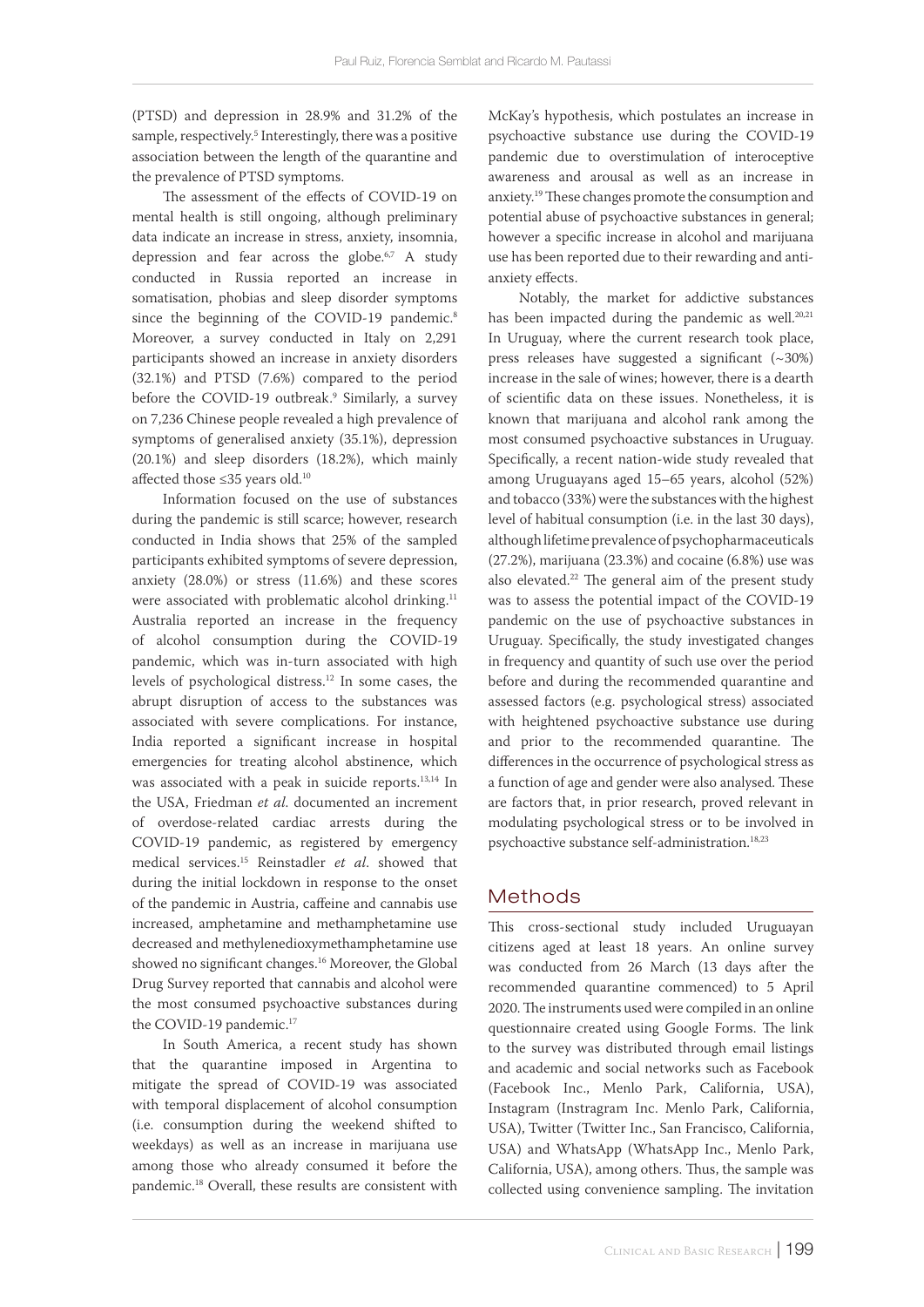(PTSD) and depression in 28.9% and 31.2% of the sample, respectively.[5] Interestingly, there was a positive association between the length of the quarantine and the prevalence of PTSD symptoms.

The assessment of the effects of COVID-19 on mental health is still ongoing, although preliminary data indicate an increase in stress, anxiety, insomnia, depression and fear across the globe.[6,7] A study conducted in Russia reported an increase in somatisation, phobias and sleep disorder symptoms since the beginning of the COVID-19 pandemic.[8] Moreover, a survey conducted in Italy on 2,291 participants showed an increase in anxiety disorders (32.1%) and PTSD (7.6%) compared to the period before the COVID-19 outbreak.[9] Similarly, a survey on 7,236 Chinese people revealed a high prevalence of symptoms of generalised anxiety (35.1%), depression (20.1%) and sleep disorders (18.2%), which mainly affected those ≤35 years old.[10]

Information focused on the use of substances during the pandemic is still scarce; however, research conducted in India shows that 25% of the sampled participants exhibited symptoms of severe depression, anxiety (28.0%) or stress (11.6%) and these scores were associated with problematic alcohol drinking.[11] Australia reported an increase in the frequency of alcohol consumption during the COVID-19 pandemic, which was in-turn associated with high levels of psychological distress.[12] In some cases, the abrupt disruption of access to the substances was associated with severe complications. For instance, India reported a significant increase in hospital emergencies for treating alcohol abstinence, which was associated with a peak in suicide reports.[13,14] In the USA, Friedman *et al*. documented an increment of overdose-related cardiac arrests during the COVID-19 pandemic, as registered by emergency medical services.[15] Reinstadler *et al*. showed that during the initial lockdown in response to the onset of the pandemic in Austria, caffeine and cannabis use increased, amphetamine and methamphetamine use decreased and methylenedioxymethamphetamine use showed no significant changes.[16] Moreover, the Global Drug Survey reported that cannabis and alcohol were the most consumed psychoactive substances during the COVID-19 pandemic.[17]

In South America, a recent study has shown that the quarantine imposed in Argentina to mitigate the spread of COVID-19 was associated with temporal displacement of alcohol consumption (i.e. consumption during the weekend shifted to weekdays) as well as an increase in marijuana use among those who already consumed it before the pandemic.[18] Overall, these results are consistent with McKay's hypothesis, which postulates an increase in psychoactive substance use during the COVID-19 pandemic due to overstimulation of interoceptive awareness and arousal as well as an increase in anxiety.[19] These changes promote the consumption and potential abuse of psychoactive substances in general; however a specific increase in alcohol and marijuana use has been reported due to their rewarding and anti-anxiety effects.

Notably, the market for addictive substances has been impacted during the pandemic as well.[20,21] In Uruguay, where the current research took place, press releases have suggested a significant (~30%) increase in the sale of wines; however, there is a dearth of scientific data on these issues. Nonetheless, it is known that marijuana and alcohol rank among the most consumed psychoactive substances in Uruguay. Specifically, a recent nation-wide study revealed that among Uruguayans aged 15–65 years, alcohol (52%) and tobacco (33%) were the substances with the highest level of habitual consumption (i.e. in the last 30 days), although lifetime prevalence of psychopharmaceuticals (27.2%), marijuana (23.3%) and cocaine (6.8%) use was also elevated.[22] The general aim of the present study was to assess the potential impact of the COVID-19 pandemic on the use of psychoactive substances in Uruguay. Specifically, the study investigated changes in frequency and quantity of such use over the period before and during the recommended quarantine and assessed factors (e.g. psychological stress) associated with heightened psychoactive substance use during and prior to the recommended quarantine. The differences in the occurrence of psychological stress as a function of age and gender were also analysed. These are factors that, in prior research, proved relevant in modulating psychological stress or to be involved in psychoactive substance self-administration.[18,23]

## Methods

This cross-sectional study included Uruguayan citizens aged at least 18 years. An online survey was conducted from 26 March (13 days after the recommended quarantine commenced) to 5 April 2020. The instruments used were compiled in an online questionnaire created using Google Forms. The link to the survey was distributed through email listings and academic and social networks such as Facebook (Facebook Inc., Menlo Park, California, USA), Instagram (Instragram Inc. Menlo Park, California, USA), Twitter (Twitter Inc., San Francisco, California, USA) and WhatsApp (WhatsApp Inc., Menlo Park, California, USA), among others. Thus, the sample was collected using convenience sampling. The invitation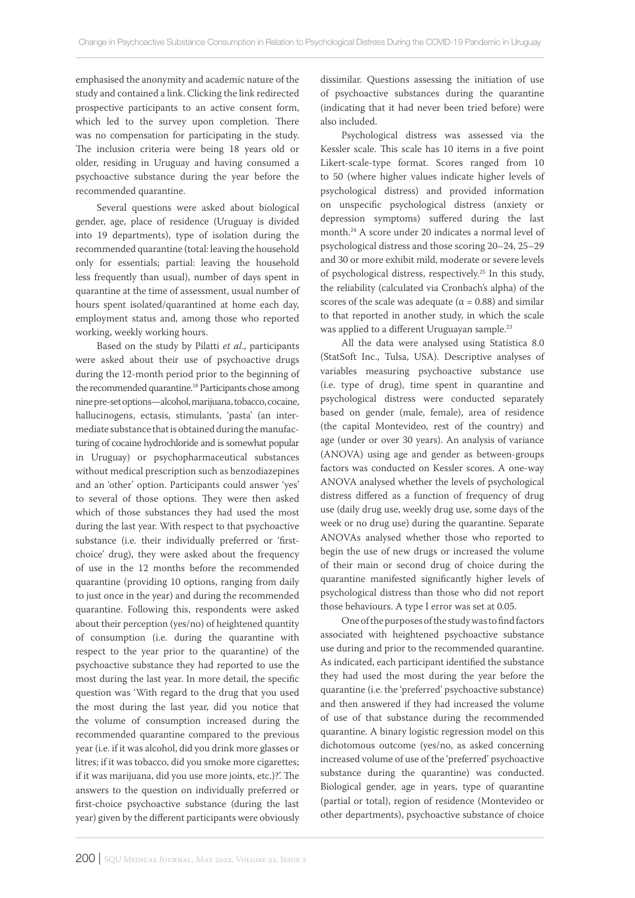emphasised the anonymity and academic nature of the study and contained a link. Clicking the link redirected prospective participants to an active consent form, which led to the survey upon completion. There was no compensation for participating in the study. The inclusion criteria were being 18 years old or older, residing in Uruguay and having consumed a psychoactive substance during the year before the recommended quarantine.

Several questions were asked about biological gender, age, place of residence (Uruguay is divided into 19 departments), type of isolation during the recommended quarantine (total: leaving the household only for essentials; partial: leaving the household less frequently than usual), number of days spent in quarantine at the time of assessment, usual number of hours spent isolated/quarantined at home each day, employment status and, among those who reported working, weekly working hours.

Based on the study by Pilatti *et al*., participants were asked about their use of psychoactive drugs during the 12-month period prior to the beginning of the recommended quarantine.[18] Participants chose among nine pre-set options—alcohol, marijuana, tobacco, cocaine, hallucinogens, ectasis, stimulants, 'pasta' (an intermediate substance that is obtained during the manufacturing of cocaine hydrochloride and is somewhat popular in Uruguay) or psychopharmaceutical substances without medical prescription such as benzodiazepines and an 'other' option. Participants could answer 'yes' to several of those options. They were then asked which of those substances they had used the most during the last year. With respect to that psychoactive substance (i.e. their individually preferred or 'first-choice' drug), they were asked about the frequency of use in the 12 months before the recommended quarantine (providing 10 options, ranging from daily to just once in the year) and during the recommended quarantine. Following this, respondents were asked about their perception (yes/no) of heightened quantity of consumption (i.e. during the quarantine with respect to the year prior to the quarantine) of the psychoactive substance they had reported to use the most during the last year. In more detail, the specific question was 'With regard to the drug that you used the most during the last year, did you notice that the volume of consumption increased during the recommended quarantine compared to the previous year (i.e. if it was alcohol, did you drink more glasses or litres; if it was tobacco, did you smoke more cigarettes; if it was marijuana, did you use more joints, etc.)?'. The answers to the question on individually preferred or first-choice psychoactive substance (during the last year) given by the different participants were obviously dissimilar. Questions assessing the initiation of use of psychoactive substances during the quarantine (indicating that it had never been tried before) were also included.

Psychological distress was assessed via the Kessler scale. This scale has 10 items in a five point Likert-scale-type format. Scores ranged from 10 to 50 (where higher values indicate higher levels of psychological distress) and provided information on unspecific psychological distress (anxiety or depression symptoms) suffered during the last month.[24] A score under 20 indicates a normal level of psychological distress and those scoring 20–24, 25–29 and 30 or more exhibit mild, moderate or severe levels of psychological distress, respectively.[25] In this study, the reliability (calculated via Cronbach's alpha) of the scores of the scale was adequate ($\alpha = 0.88$) and similar to that reported in another study, in which the scale was applied to a different Uruguayan sample.[23]

All the data were analysed using Statistica 8.0 (StatSoft Inc., Tulsa, USA). Descriptive analyses of variables measuring psychoactive substance use (i.e. type of drug), time spent in quarantine and psychological distress were conducted separately based on gender (male, female), area of residence (the capital Montevideo, rest of the country) and age (under or over 30 years). An analysis of variance (ANOVA) using age and gender as between-groups factors was conducted on Kessler scores. A one-way ANOVA analysed whether the levels of psychological distress differed as a function of frequency of drug use (daily drug use, weekly drug use, some days of the week or no drug use) during the quarantine. Separate ANOVAs analysed whether those who reported to begin the use of new drugs or increased the volume of their main or second drug of choice during the quarantine manifested significantly higher levels of psychological distress than those who did not report those behaviours. A type I error was set at 0.05.

One of the purposes of the study was to find factors associated with heightened psychoactive substance use during and prior to the recommended quarantine. As indicated, each participant identified the substance they had used the most during the year before the quarantine (i.e. the 'preferred' psychoactive substance) and then answered if they had increased the volume of use of that substance during the recommended quarantine. A binary logistic regression model on this dichotomous outcome (yes/no, as asked concerning increased volume of use of the 'preferred' psychoactive substance during the quarantine) was conducted. Biological gender, age in years, type of quarantine (partial or total), region of residence (Montevideo or other departments), psychoactive substance of choice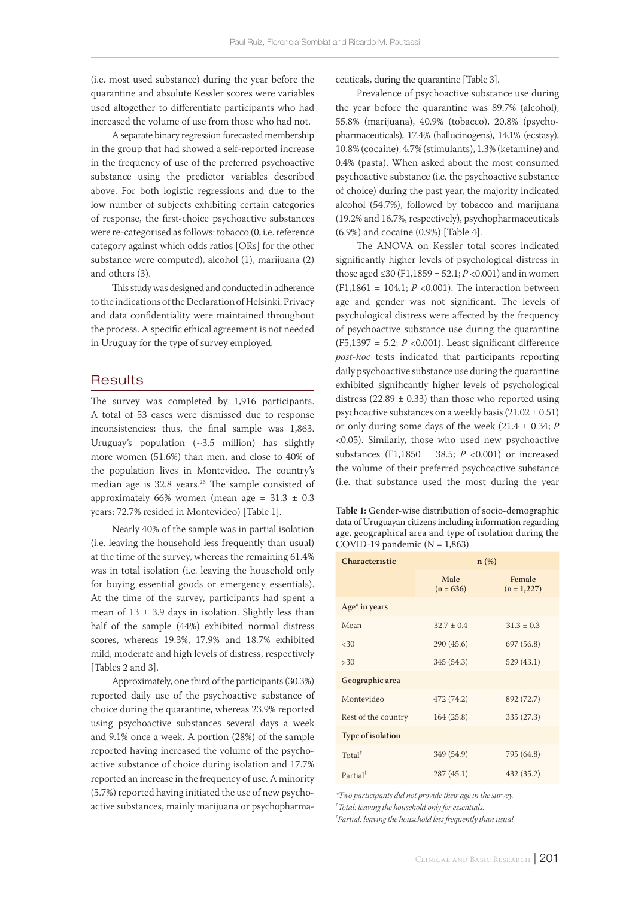(i.e. most used substance) during the year before the quarantine and absolute Kessler scores were variables used altogether to differentiate participants who had increased the volume of use from those who had not.

A separate binary regression forecasted membership in the group that had showed a self-reported increase in the frequency of use of the preferred psychoactive substance using the predictor variables described above. For both logistic regressions and due to the low number of subjects exhibiting certain categories of response, the first-choice psychoactive substances were re-categorised as follows: tobacco (0, i.e. reference category against which odds ratios [ORs] for the other substance were computed), alcohol (1), marijuana (2) and others (3).

This study was designed and conducted in adherence to the indications of the Declaration of Helsinki. Privacy and data confidentiality were maintained throughout the process. A specific ethical agreement is not needed in Uruguay for the type of survey employed.

## Results

The survey was completed by 1,916 participants. A total of 53 cases were dismissed due to response inconsistencies; thus, the final sample was 1,863. Uruguay's population (~3.5 million) has slightly more women (51.6%) than men, and close to 40% of the population lives in Montevideo. The country's median age is 32.8 years.[26] The sample consisted of approximately 66% women (mean age = 31.3 ± 0.3 years; 72.7% resided in Montevideo) [Table 1].

Nearly 40% of the sample was in partial isolation (i.e. leaving the household less frequently than usual) at the time of the survey, whereas the remaining 61.4% was in total isolation (i.e. leaving the household only for buying essential goods or emergency essentials). At the time of the survey, participants had spent a mean of 13 ± 3.9 days in isolation. Slightly less than half of the sample (44%) exhibited normal distress scores, whereas 19.3%, 17.9% and 18.7% exhibited mild, moderate and high levels of distress, respectively [Tables 2 and 3].

Approximately, one third of the participants (30.3%) reported daily use of the psychoactive substance of choice during the quarantine, whereas 23.9% reported using psychoactive substances several days a week and 9.1% once a week. A portion (28%) of the sample reported having increased the volume of the psychoactive substance of choice during isolation and 17.7% reported an increase in the frequency of use. A minority (5.7%) reported having initiated the use of new psychoactive substances, mainly marijuana or psychopharmaceuticals, during the quarantine [Table 3].

Prevalence of psychoactive substance use during the year before the quarantine was 89.7% (alcohol), 55.8% (marijuana), 40.9% (tobacco), 20.8% (psychopharmaceuticals), 17.4% (hallucinogens), 14.1% (ecstasy), 10.8% (cocaine), 4.7% (stimulants), 1.3% (ketamine) and 0.4% (pasta). When asked about the most consumed psychoactive substance (i.e. the psychoactive substance of choice) during the past year, the majority indicated alcohol (54.7%), followed by tobacco and marijuana (19.2% and 16.7%, respectively), psychopharmaceuticals (6.9%) and cocaine (0.9%) [Table 4].

The ANOVA on Kessler total scores indicated significantly higher levels of psychological distress in those aged ≤30 ($F_{1,1859}$ = 52.1; $P$ <0.001) and in women ($F_{1,1861}$ = 104.1; $P$ <0.001). The interaction between age and gender was not significant. The levels of psychological distress were affected by the frequency of psychoactive substance use during the quarantine ($F_{5,1397}$ = 5.2; $P$ <0.001). Least significant difference *post-hoc* tests indicated that participants reporting daily psychoactive substance use during the quarantine exhibited significantly higher levels of psychological distress (22.89 ± 0.33) than those who reported using psychoactive substances on a weekly basis (21.02 ± 0.51) or only during some days of the week (21.4 ± 0.34; $P$ <0.05). Similarly, those who used new psychoactive substances ($F_{1,1850}$ = 38.5; $P$ <0.001) or increased the volume of their preferred psychoactive substance (i.e. that substance used the most during the year

**Table 1:** Gender-wise distribution of socio-demographic data of Uruguayan citizens including information regarding age, geographical area and type of isolation during the COVID-19 pandemic (N = 1,863)

| Characteristic | n (%) | |
|---|---|---|
| | Male (n = 636) | Female (n = 1,227) |
| **Age* in years** | | |
| Mean | 32.7 ± 0.4 | 31.3 ± 0.3 |
| <30 | 290 (45.6) | 697 (56.8) |
| >30 | 345 (54.3) | 529 (43.1) |
| **Geographic area** | | |
| Montevideo | 472 (74.2) | 892 (72.7) |
| Rest of the country | 164 (25.8) | 335 (27.3) |
| **Type of isolation** | | |
| Total† | 349 (54.9) | 795 (64.8) |
| Partial‡ | 287 (45.1) | 432 (35.2) |

*\*Two participants did not provide their age in the survey.*
*†Total: leaving the household only for essentials.*
*‡Partial: leaving the household less frequently than usual.*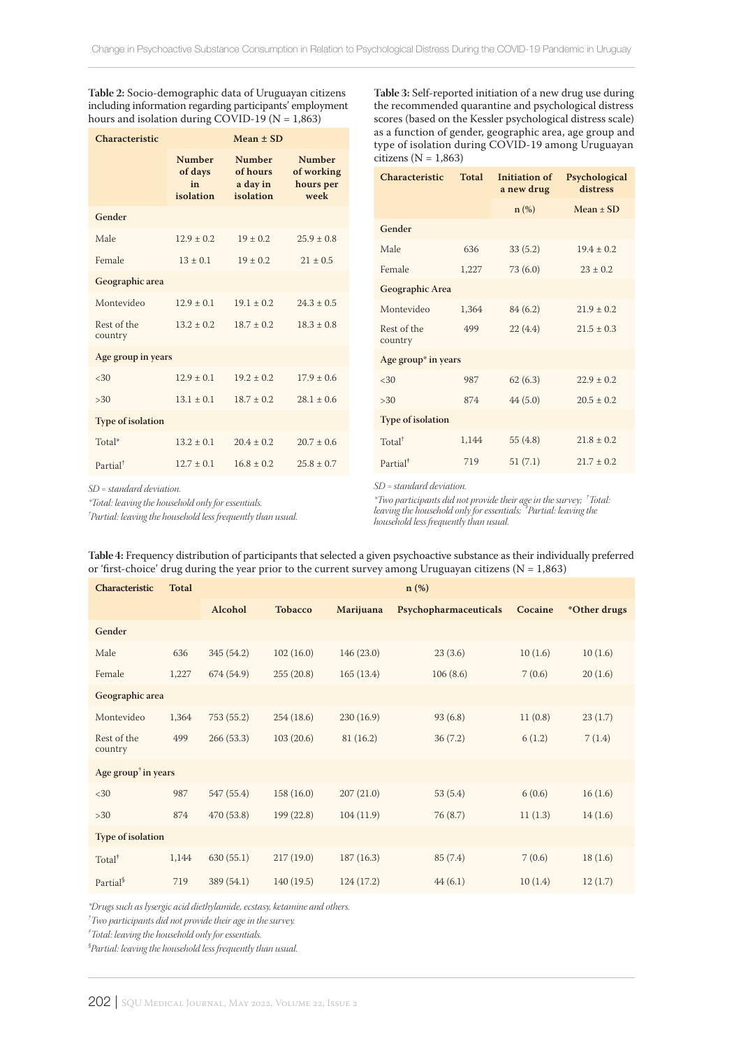**Table 2:** Socio-demographic data of Uruguayan citizens including information regarding participants' employment hours and isolation during COVID-19 (N = 1,863)

| Characteristic | Mean ± SD | | |
|---|---|---|---|
| | Number of days in isolation | Number of hours a day in isolation | Number of working hours per week |
| **Gender** | | | |
| Male | 12.9 ± 0.2 | 19 ± 0.2 | 25.9 ± 0.8 |
| Female | 13 ± 0.1 | 19 ± 0.2 | 21 ± 0.5 |
| **Geographic area** | | | |
| Montevideo | 12.9 ± 0.1 | 19.1 ± 0.2 | 24.3 ± 0.5 |
| Rest of the country | 13.2 ± 0.2 | 18.7 ± 0.2 | 18.3 ± 0.8 |
| **Age group in years** | | | |
| <30 | 12.9 ± 0.1 | 19.2 ± 0.2 | 17.9 ± 0.6 |
| >30 | 13.1 ± 0.1 | 18.7 ± 0.2 | 28.1 ± 0.6 |
| **Type of isolation** | | | |
| Total* | 13.2 ± 0.1 | 20.4 ± 0.2 | 20.7 ± 0.6 |
| Partial† | 12.7 ± 0.1 | 16.8 ± 0.2 | 25.8 ± 0.7 |

*SD = standard deviation.*
*\*Total: leaving the household only for essentials.*
*†Partial: leaving the household less frequently than usual.*

**Table 3:** Self-reported initiation of a new drug use during the recommended quarantine and psychological distress scores (based on the Kessler psychological distress scale) as a function of gender, geographic area, age group and type of isolation during COVID-19 among Uruguayan citizens (N = 1,863)

| Characteristic | Total | Initiation of a new drug | Psychological distress |
|---|---|---|---|
| | | n (%) | Mean ± SD |
| **Gender** | | | |
| Male | 636 | 33 (5.2) | 19.4 ± 0.2 |
| Female | 1,227 | 73 (6.0) | 23 ± 0.2 |
| **Geographic Area** | | | |
| Montevideo | 1,364 | 84 (6.2) | 21.9 ± 0.2 |
| Rest of the country | 499 | 22 (4.4) | 21.5 ± 0.3 |
| **Age group* in years** | | | |
| <30 | 987 | 62 (6.3) | 22.9 ± 0.2 |
| >30 | 874 | 44 (5.0) | 20.5 ± 0.2 |
| **Type of isolation** | | | |
| Total† | 1,144 | 55 (4.8) | 21.8 ± 0.2 |
| Partial‡ | 719 | 51 (7.1) | 21.7 ± 0.2 |

*SD = standard deviation.*
*\*Two participants did not provide their age in the survey; †Total: leaving the household only for essentials; ‡Partial: leaving the household less frequently than usual.*

**Table 4:** Frequency distribution of participants that selected a given psychoactive substance as their individually preferred or 'first-choice' drug during the year prior to the current survey among Uruguayan citizens (N = 1,863)

| Characteristic | Total | n (%) | | | | | |
|---|---|---|---|---|---|---|---|
| | | Alcohol | Tobacco | Marijuana | Psychopharmaceuticals | Cocaine | *Other drugs |
| **Gender** | | | | | | | |
| Male | 636 | 345 (54.2) | 102 (16.0) | 146 (23.0) | 23 (3.6) | 10 (1.6) | 10 (1.6) |
| Female | 1,227 | 674 (54.9) | 255 (20.8) | 165 (13.4) | 106 (8.6) | 7 (0.6) | 20 (1.6) |
| **Geographic area** | | | | | | | |
| Montevideo | 1,364 | 753 (55.2) | 254 (18.6) | 230 (16.9) | 93 (6.8) | 11 (0.8) | 23 (1.7) |
| Rest of the country | 499 | 266 (53.3) | 103 (20.6) | 81 (16.2) | 36 (7.2) | 6 (1.2) | 7 (1.4) |
| **Age group† in years** | | | | | | | |
| <30 | 987 | 547 (55.4) | 158 (16.0) | 207 (21.0) | 53 (5.4) | 6 (0.6) | 16 (1.6) |
| >30 | 874 | 470 (53.8) | 199 (22.8) | 104 (11.9) | 76 (8.7) | 11 (1.3) | 14 (1.6) |
| **Type of isolation** | | | | | | | |
| Total‡ | 1,144 | 630 (55.1) | 217 (19.0) | 187 (16.3) | 85 (7.4) | 7 (0.6) | 18 (1.6) |
| Partial§ | 719 | 389 (54.1) | 140 (19.5) | 124 (17.2) | 44 (6.1) | 10 (1.4) | 12 (1.7) |

*\*Drugs such as lysergic acid diethylamide, ecstasy, ketamine and others.*
*†Two participants did not provide their age in the survey.*
*‡Total: leaving the household only for essentials.*
*§Partial: leaving the household less frequently than usual.*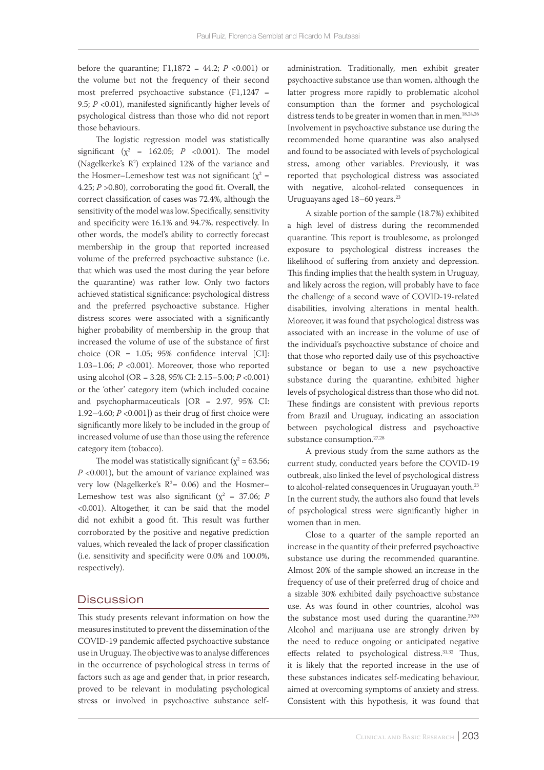before the quarantine; $F_{1,1872}$ = 44.2; $P$ <0.001) or the volume but not the frequency of their second most preferred psychoactive substance ($F_{1,1247}$ = 9.5; $P$ <0.01), manifested significantly higher levels of psychological distress than those who did not report those behaviours.

The logistic regression model was statistically significant ($\chi^2$ = 162.05; $P$ <0.001). The model (Nagelkerke's $R^2$) explained 12% of the variance and the Hosmer–Lemeshow test was not significant ($\chi^2$ = 4.25; $P$ >0.80), corroborating the good fit. Overall, the correct classification of cases was 72.4%, although the sensitivity of the model was low. Specifically, sensitivity and specificity were 16.1% and 94.7%, respectively. In other words, the model's ability to correctly forecast membership in the group that reported increased volume of the preferred psychoactive substance (i.e. that which was used the most during the year before the quarantine) was rather low. Only two factors achieved statistical significance: psychological distress and the preferred psychoactive substance. Higher distress scores were associated with a significantly higher probability of membership in the group that increased the volume of use of the substance of first choice (OR = 1.05; 95% confidence interval [CI]: 1.03–1.06; $P$ <0.001). Moreover, those who reported using alcohol (OR = 3.28, 95% CI: 2.15–5.00; $P$ <0.001) or the 'other' category item (which included cocaine and psychopharmaceuticals [OR = 2.97, 95% CI: 1.92–4.60; $P$ <0.001]) as their drug of first choice were significantly more likely to be included in the group of increased volume of use than those using the reference category item (tobacco).

The model was statistically significant ($\chi^2$ = 63.56; $P$ <0.001), but the amount of variance explained was very low (Nagelkerke's $R^2$= 0.06) and the Hosmer–Lemeshow test was also significant ($\chi^2$ = 37.06; $P$ <0.001). Altogether, it can be said that the model did not exhibit a good fit. This result was further corroborated by the positive and negative prediction values, which revealed the lack of proper classification (i.e. sensitivity and specificity were 0.0% and 100.0%, respectively).

## Discussion

This study presents relevant information on how the measures instituted to prevent the dissemination of the COVID-19 pandemic affected psychoactive substance use in Uruguay. The objective was to analyse differences in the occurrence of psychological stress in terms of factors such as age and gender that, in prior research, proved to be relevant in modulating psychological stress or involved in psychoactive substance self-administration. Traditionally, men exhibit greater psychoactive substance use than women, although the latter progress more rapidly to problematic alcohol consumption than the former and psychological distress tends to be greater in women than in men.[18,24,26] Involvement in psychoactive substance use during the recommended home quarantine was also analysed and found to be associated with levels of psychological stress, among other variables. Previously, it was reported that psychological distress was associated with negative, alcohol-related consequences in Uruguayans aged 18–60 years.[23]

A sizable portion of the sample (18.7%) exhibited a high level of distress during the recommended quarantine. This report is troublesome, as prolonged exposure to psychological distress increases the likelihood of suffering from anxiety and depression. This finding implies that the health system in Uruguay, and likely across the region, will probably have to face the challenge of a second wave of COVID-19-related disabilities, involving alterations in mental health. Moreover, it was found that psychological distress was associated with an increase in the volume of use of the individual's psychoactive substance of choice and that those who reported daily use of this psychoactive substance or began to use a new psychoactive substance during the quarantine, exhibited higher levels of psychological distress than those who did not. These findings are consistent with previous reports from Brazil and Uruguay, indicating an association between psychological distress and psychoactive substance consumption.[27,28]

A previous study from the same authors as the current study, conducted years before the COVID-19 outbreak, also linked the level of psychological distress to alcohol-related consequences in Uruguayan youth.[23] In the current study, the authors also found that levels of psychological stress were significantly higher in women than in men.

Close to a quarter of the sample reported an increase in the quantity of their preferred psychoactive substance use during the recommended quarantine. Almost 20% of the sample showed an increase in the frequency of use of their preferred drug of choice and a sizable 30% exhibited daily psychoactive substance use. As was found in other countries, alcohol was the substance most used during the quarantine.[29,30] Alcohol and marijuana use are strongly driven by the need to reduce ongoing or anticipated negative effects related to psychological distress.[31,32] Thus, it is likely that the reported increase in the use of these substances indicates self-medicating behaviour, aimed at overcoming symptoms of anxiety and stress. Consistent with this hypothesis, it was found that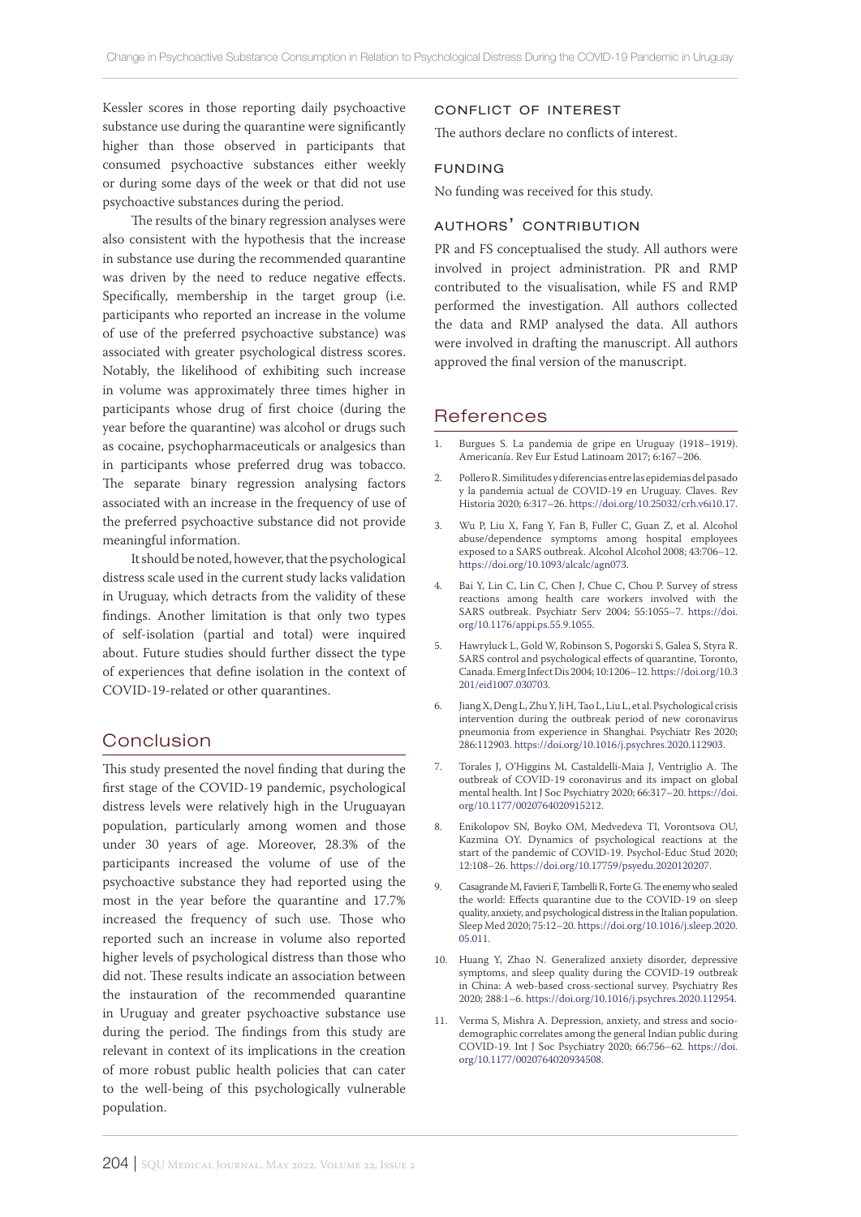Kessler scores in those reporting daily psychoactive substance use during the quarantine were significantly higher than those observed in participants that consumed psychoactive substances either weekly or during some days of the week or that did not use psychoactive substances during the period.

The results of the binary regression analyses were also consistent with the hypothesis that the increase in substance use during the recommended quarantine was driven by the need to reduce negative effects. Specifically, membership in the target group (i.e. participants who reported an increase in the volume of use of the preferred psychoactive substance) was associated with greater psychological distress scores. Notably, the likelihood of exhibiting such increase in volume was approximately three times higher in participants whose drug of first choice (during the year before the quarantine) was alcohol or drugs such as cocaine, psychopharmaceuticals or analgesics than in participants whose preferred drug was tobacco. The separate binary regression analysing factors associated with an increase in the frequency of use of the preferred psychoactive substance did not provide meaningful information.

It should be noted, however, that the psychological distress scale used in the current study lacks validation in Uruguay, which detracts from the validity of these findings. Another limitation is that only two types of self-isolation (partial and total) were inquired about. Future studies should further dissect the type of experiences that define isolation in the context of COVID-19-related or other quarantines.

# Conclusion

This study presented the novel finding that during the first stage of the COVID-19 pandemic, psychological distress levels were relatively high in the Uruguayan population, particularly among women and those under 30 years of age. Moreover, 28.3% of the participants increased the volume of use of the psychoactive substance they had reported using the most in the year before the quarantine and 17.7% increased the frequency of such use. Those who reported such an increase in volume also reported higher levels of psychological distress than those who did not. These results indicate an association between the instauration of the recommended quarantine in Uruguay and greater psychoactive substance use during the period. The findings from this study are relevant in context of its implications in the creation of more robust public health policies that can cater to the well-being of this psychologically vulnerable population.

## CONFLICT OF INTEREST

The authors declare no conflicts of interest.

## FUNDING

No funding was received for this study.

## AUTHORS' CONTRIBUTION

PR and FS conceptualised the study. All authors were involved in project administration. PR and RMP contributed to the visualisation, while FS and RMP performed the investigation. All authors collected the data and RMP analysed the data. All authors were involved in drafting the manuscript. All authors approved the final version of the manuscript.

# References

1. Burgues S. La pandemia de gripe en Uruguay (1918–1919). Americanía. Rev Eur Estud Latinoam 2017; 6:167–206.
2. Pollero R. Similitudes y diferencias entre las epidemias del pasado y la pandemia actual de COVID-19 en Uruguay. Claves. Rev Historia 2020; 6:317–26. https://doi.org/10.25032/crh.v6i10.17.
3. Wu P, Liu X, Fang Y, Fan B, Fuller C, Guan Z, et al. Alcohol abuse/dependence symptoms among hospital employees exposed to a SARS outbreak. Alcohol Alcohol 2008; 43:706–12. https://doi.org/10.1093/alcalc/agn073.
4. Bai Y, Lin C, Lin C, Chen J, Chue C, Chou P. Survey of stress reactions among health care workers involved with the SARS outbreak. Psychiatr Serv 2004; 55:1055–7. https://doi.org/10.1176/appi.ps.55.9.1055.
5. Hawryluck L, Gold W, Robinson S, Pogorski S, Galea S, Styra R. SARS control and psychological effects of quarantine, Toronto, Canada. Emerg Infect Dis 2004; 10:1206–12. https://doi.org/10.3201/eid1007.030703.
6. Jiang X, Deng L, Zhu Y, Ji H, Tao L, Liu L, et al. Psychological crisis intervention during the outbreak period of new coronavirus pneumonia from experience in Shanghai. Psychiatr Res 2020; 286:112903. https://doi.org/10.1016/j.psychres.2020.112903.
7. Torales J, O'Higgins M, Castaldelli-Maia J, Ventriglio A. The outbreak of COVID-19 coronavirus and its impact on global mental health. Int J Soc Psychiatry 2020; 66:317–20. https://doi.org/10.1177/0020764020915212.
8. Enikolopov SN, Boyko OM, Medvedeva TI, Vorontsova OU, Kazmina OY. Dynamics of psychological reactions at the start of the pandemic of COVID-19. Psychol-Educ Stud 2020; 12:108–26. https://doi.org/10.17759/psyedu.2020120207.
9. Casagrande M, Favieri F, Tambelli R, Forte G. The enemy who sealed the world: Effects quarantine due to the COVID-19 on sleep quality, anxiety, and psychological distress in the Italian population. Sleep Med 2020; 75:12–20. https://doi.org/10.1016/j.sleep.2020.05.011.
10. Huang Y, Zhao N. Generalized anxiety disorder, depressive symptoms, and sleep quality during the COVID-19 outbreak in China: A web-based cross-sectional survey. Psychiatry Res 2020; 288:1–6. https://doi.org/10.1016/j.psychres.2020.112954.
11. Verma S, Mishra A. Depression, anxiety, and stress and socio-demographic correlates among the general Indian public during COVID-19. Int J Soc Psychiatry 2020; 66:756–62. https://doi.org/10.1177/0020764020934508.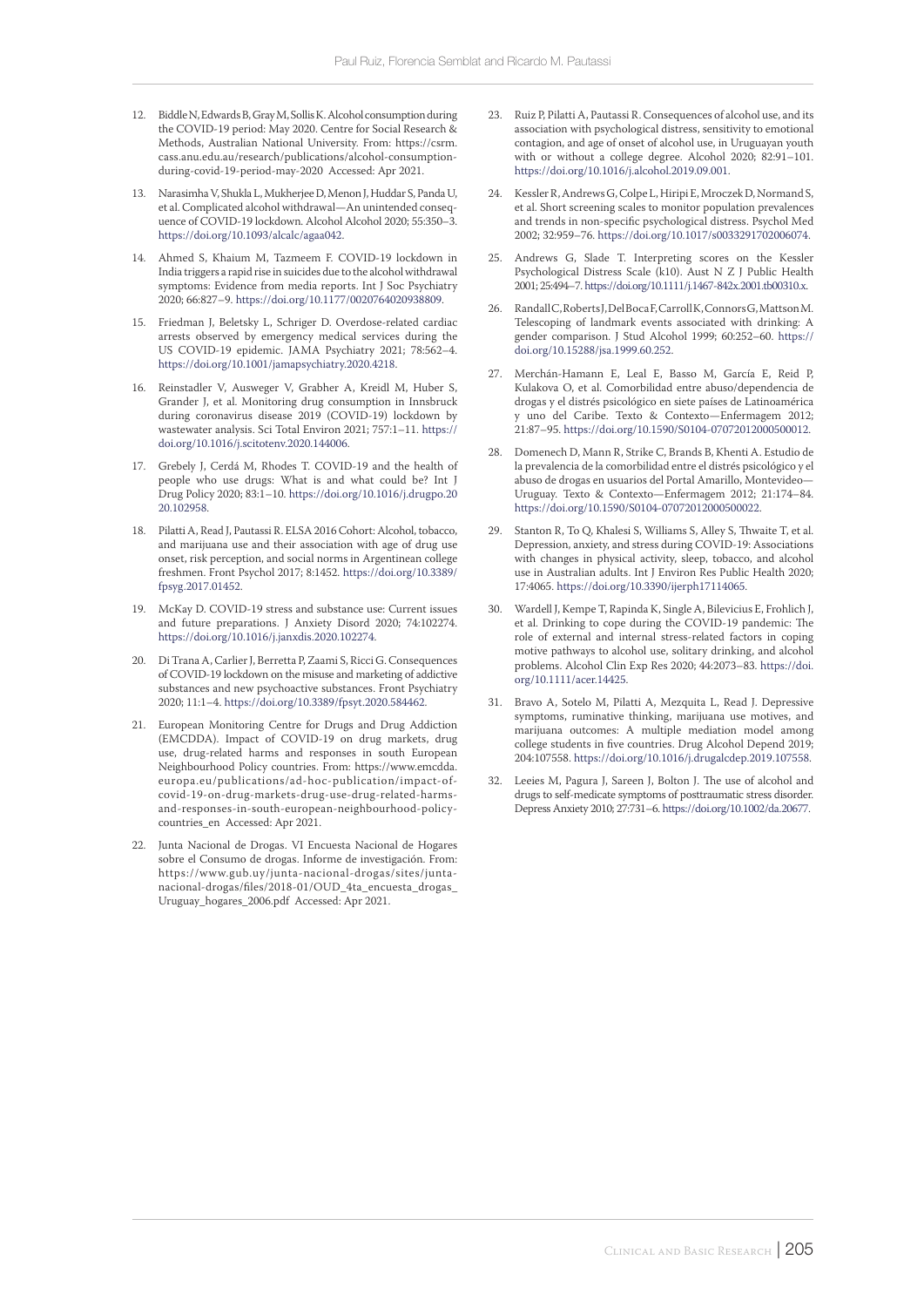12. Biddle N, Edwards B, Gray M, Sollis K. Alcohol consumption during the COVID-19 period: May 2020. Centre for Social Research & Methods, Australian National University. From: https://csrm.cass.anu.edu.au/research/publications/alcohol-consumption-during-covid-19-period-may-2020 Accessed: Apr 2021.

13. Narasimha V, Shukla L, Mukherjee D, Menon J, Huddar S, Panda U, et al. Complicated alcohol withdrawal—An unintended consequence of COVID-19 lockdown. Alcohol Alcohol 2020; 55:350–3. https://doi.org/10.1093/alcalc/agaa042.

14. Ahmed S, Khaium M, Tazmeem F. COVID-19 lockdown in India triggers a rapid rise in suicides due to the alcohol withdrawal symptoms: Evidence from media reports. Int J Soc Psychiatry 2020; 66:827–9. https://doi.org/10.1177/0020764020938809.

15. Friedman J, Beletsky L, Schriger D. Overdose-related cardiac arrests observed by emergency medical services during the US COVID-19 epidemic. JAMA Psychiatry 2021; 78:562–4. https://doi.org/10.1001/jamapsychiatry.2020.4218.

16. Reinstadler V, Ausweger V, Grabher A, Kreidl M, Huber S, Grander J, et al. Monitoring drug consumption in Innsbruck during coronavirus disease 2019 (COVID-19) lockdown by wastewater analysis. Sci Total Environ 2021; 757:1–11. https://doi.org/10.1016/j.scitotenv.2020.144006.

17. Grebely J, Cerdá M, Rhodes T. COVID-19 and the health of people who use drugs: What is and what could be? Int J Drug Policy 2020; 83:1–10. https://doi.org/10.1016/j.drugpo.2020.102958.

18. Pilatti A, Read J, Pautassi R. ELSA 2016 Cohort: Alcohol, tobacco, and marijuana use and their association with age of drug use onset, risk perception, and social norms in Argentinean college freshmen. Front Psychol 2017; 8:1452. https://doi.org/10.3389/fpsyg.2017.01452.

19. McKay D. COVID-19 stress and substance use: Current issues and future preparations. J Anxiety Disord 2020; 74:102274. https://doi.org/10.1016/j.janxdis.2020.102274.

20. Di Trana A, Carlier J, Berretta P, Zaami S, Ricci G. Consequences of COVID-19 lockdown on the misuse and marketing of addictive substances and new psychoactive substances. Front Psychiatry 2020; 11:1–4. https://doi.org/10.3389/fpsyt.2020.584462.

21. European Monitoring Centre for Drugs and Drug Addiction (EMCDDA). Impact of COVID-19 on drug markets, drug use, drug-related harms and responses in south European Neighbourhood Policy countries. From: https://www.emcdda.europa.eu/publications/ad-hoc-publication/impact-of-covid-19-on-drug-markets-drug-use-drug-related-harms-and-responses-in-south-european-neighbourhood-policy-countries_en Accessed: Apr 2021.

22. Junta Nacional de Drogas. VI Encuesta Nacional de Hogares sobre el Consumo de drogas. Informe de investigación. From: https://www.gub.uy/junta-nacional-drogas/sites/junta-nacional-drogas/files/2018-01/OUD_4ta_encuesta_drogas_Uruguay_hogares_2006.pdf Accessed: Apr 2021.

23. Ruiz P, Pilatti A, Pautassi R. Consequences of alcohol use, and its association with psychological distress, sensitivity to emotional contagion, and age of onset of alcohol use, in Uruguayan youth with or without a college degree. Alcohol 2020; 82:91–101. https://doi.org/10.1016/j.alcohol.2019.09.001.

24. Kessler R, Andrews G, Colpe L, Hiripi E, Mroczek D, Normand S, et al. Short screening scales to monitor population prevalences and trends in non-specific psychological distress. Psychol Med 2002; 32:959–76. https://doi.org/10.1017/s0033291702006074.

25. Andrews G, Slade T. Interpreting scores on the Kessler Psychological Distress Scale (k10). Aust N Z J Public Health 2001; 25:494–7. https://doi.org/10.1111/j.1467-842x.2001.tb00310.x.

26. Randall C, Roberts J, Del Boca F, Carroll K, Connors G, Mattson M. Telescoping of landmark events associated with drinking: A gender comparison. J Stud Alcohol 1999; 60:252–60. https://doi.org/10.15288/jsa.1999.60.252.

27. Merchán-Hamann E, Leal E, Basso M, García E, Reid P, Kulakova O, et al. Comorbilidad entre abuso/dependencia de drogas y el distrés psicológico en siete países de Latinoamérica y uno del Caribe. Texto & Contexto—Enfermagem 2012; 21:87–95. https://doi.org/10.1590/S0104-07072012000500012.

28. Domenech D, Mann R, Strike C, Brands B, Khenti A. Estudio de la prevalencia de la comorbilidad entre el distrés psicológico y el abuso de drogas en usuarios del Portal Amarillo, Montevideo—Uruguay. Texto & Contexto—Enfermagem 2012; 21:174–84. https://doi.org/10.1590/S0104-07072012000500022.

29. Stanton R, To Q, Khalesi S, Williams S, Alley S, Thwaite T, et al. Depression, anxiety, and stress during COVID-19: Associations with changes in physical activity, sleep, tobacco, and alcohol use in Australian adults. Int J Environ Res Public Health 2020; 17:4065. https://doi.org/10.3390/ijerph17114065.

30. Wardell J, Kempe T, Rapinda K, Single A, Bilevicius E, Frohlich J, et al. Drinking to cope during the COVID-19 pandemic: The role of external and internal stress-related factors in coping motive pathways to alcohol use, solitary drinking, and alcohol problems. Alcohol Clin Exp Res 2020; 44:2073–83. https://doi.org/10.1111/acer.14425.

31. Bravo A, Sotelo M, Pilatti A, Mezquita L, Read J. Depressive symptoms, ruminative thinking, marijuana use motives, and marijuana outcomes: A multiple mediation model among college students in five countries. Drug Alcohol Depend 2019; 204:107558. https://doi.org/10.1016/j.drugalcdep.2019.107558.

32. Leeies M, Pagura J, Sareen J, Bolton J. The use of alcohol and drugs to self-medicate symptoms of posttraumatic stress disorder. Depress Anxiety 2010; 27:731–6. https://doi.org/10.1002/da.20677.